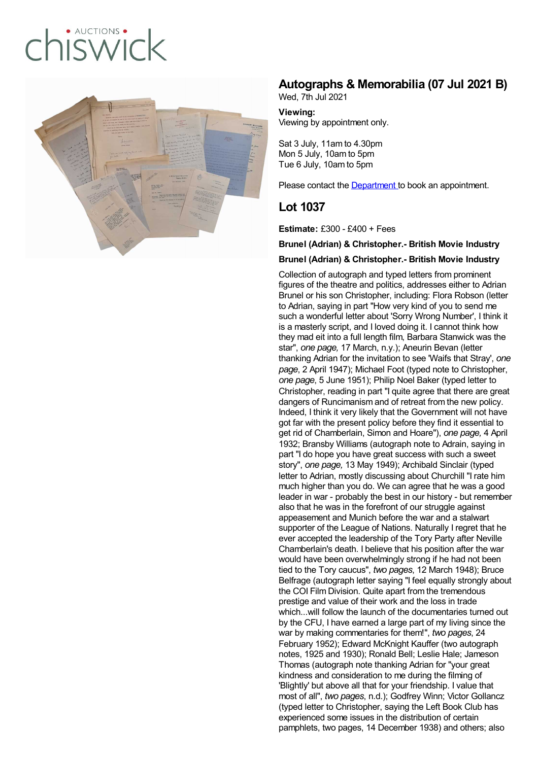chiswick • AUCTIONS •

## Autographs & Memorabilia (07 Jul 2021 B)

Wed, 7th Jul 2021

**Viewing:**
Viewing by appointment only.

Sat 3 July, 11am to 4.30pm
Mon 5 July, 10am to 5pm
Tue 6 July, 10am to 5pm

Please contact the Department to book an appointment.

## Lot 1037

**Estimate:** £300 - £400 + Fees

**Brunel (Adrian) & Christopher.- British Movie Industry**

**Brunel (Adrian) & Christopher.- British Movie Industry**

Collection of autograph and typed letters from prominent figures of the theatre and politics, addresses either to Adrian Brunel or his son Christopher, including: Flora Robson (letter to Adrian, saying in part "How very kind of you to send me such a wonderful letter about 'Sorry Wrong Number', I think it is a masterly script, and I loved doing it. I cannot think how they mad eit into a full length film, Barbara Stanwick was the star", *one page,* 17 March, n.y.); Aneurin Bevan (letter thanking Adrian for the invitation to see 'Waifs that Stray', *one page*, 2 April 1947); Michael Foot (typed note to Christopher, *one page*, 5 June 1951); Philip Noel Baker (typed letter to Christopher, reading in part "I quite agree that there are great dangers of Runcimanism and of retreat from the new policy. Indeed, I think it very likely that the Government will not have got far with the present policy before they find it essential to get rid of Chamberlain, Simon and Hoare"), *one page,* 4 April 1932; Bransby Williams (autograph note to Adrain, saying in part "I do hope you have great success with such a sweet story", *one page,* 13 May 1949); Archibald Sinclair (typed letter to Adrian, mostly discussing about Churchill "I rate him much higher than you do. We can agree that he was a good leader in war - probably the best in our history - but remember also that he was in the forefront of our struggle against appeasement and Munich before the war and a stalwart supporter of the League of Nations. Naturally I regret that he ever accepted the leadership of the Tory Party after Neville Chamberlain's death. I believe that his position after the war would have been overwhelmingly strong if he had not been tied to the Tory caucus", *two pages*, 12 March 1948); Bruce Belfrage (autograph letter saying "I feel equally strongly about the COI Film Division. Quite apart from the tremendous prestige and value of their work and the loss in trade which...will follow the launch of the documentaries turned out by the CFU, I have earned a large part of my living since the war by making commentaries for them!", *two pages*, 24 February 1952); Edward McKnight Kauffer (two autograph notes, 1925 and 1930); Ronald Bell; Leslie Hale; Jameson Thomas (autograph note thanking Adrian for "your great kindness and consideration to me during the filming of 'Blightly' but above all that for your friendship. I value that most of all", *two pages*, n.d.); Godfrey Winn; Victor Gollancz (typed letter to Christopher, saying the Left Book Club has experienced some issues in the distribution of certain pamphlets, two pages, 14 December 1938) and others; also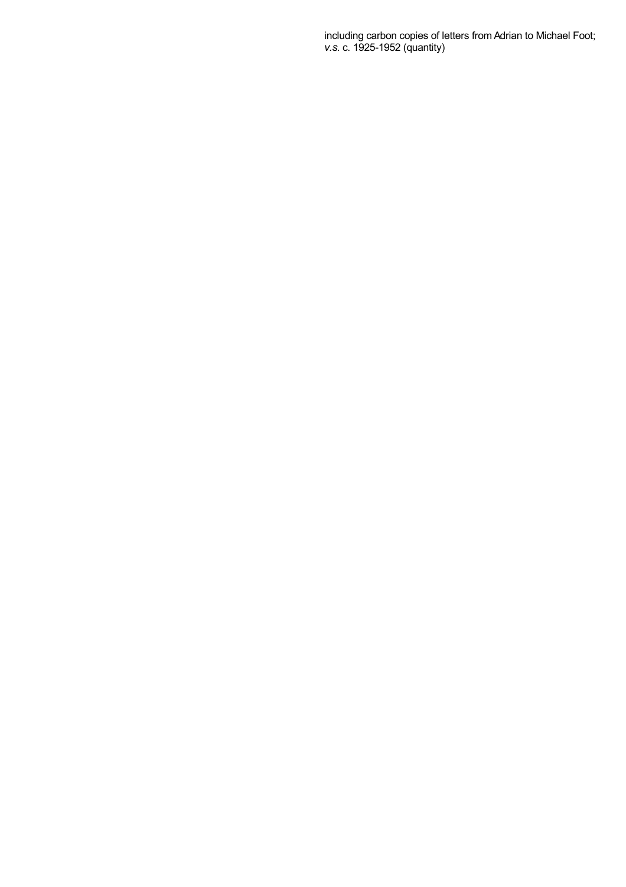including carbon copies of letters from Adrian to Michael Foot;
*v.s.* c. 1925-1952 (quantity)